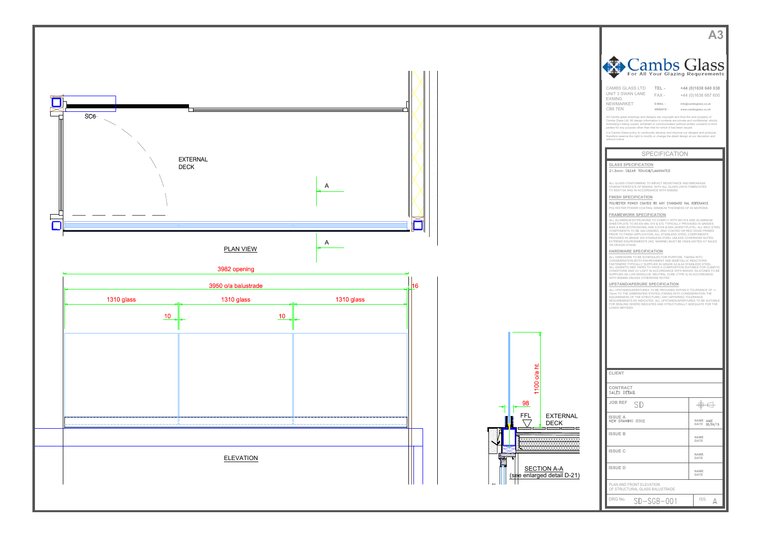A3

SC6

EXTERNAL DECK

A

A

PLAN VIEW

3982 opening

3950 o/a balustrade

16

1310 glass

1310 glass

1310 glass

10

10

ELEVATION

1100 o/a ht.

98

FFL

EXTERNAL DECK

SECTION A-A
(see enlarged detail D-21)

# Cambs Glass
For All Your Glazing Requirements

CAMBS GLASS LTD
UNIT 3 SWAN LANE
EXNING
NEWMARKET
CB8 7EN

TEL - +44 (0)1638 640 038
FAX - +44 (0)1638 667 600
E-MAIL - info@cambsglass.co.uk
WEBSITE - www.cambsglass.co.uk

All Cambs glass drawings and designs are copyright and thus the sole property of Cambs Glass Ltd. All design information it contains are private and confidential, strictly forbidding it being copied, exhibited or communicated (without written consent) to third parties for any purpose other than that for which it has been issued.

It is Cambs Glass policy to continually develop and improve our designs and products, therefore reserve the right to modify or change the detail design at our discretion and without notice.

## SPECIFICATION

**GLASS SPECIFICATION**

21.5mm CLEAR TOUGH/LAMINATED

ALL GLASS CONFORMING TO IMPACT RESISTANCE AND BREAKAGE CHARACTERISTICS OF BS6206, WITH ALL GLASS UNITS FABRICATED TO BS5713A AND IN ACCORDANCE WITH BS6262

**FINISH SPECIFICATION**

POLYESTER POWER COATED TO ANY STANDARD RAL REFERANCE

POLYESTER POWER COATING, MINIMUM THICKNESS OF 40 MICRONS.

**FRAMEWORK SPECIFICATION**

ALL ALUMINIUM EXTRUSIONS TO COMPLY WITH BS1474 AND ALUMINIUM SHEET/PLATE TO BS EN 485, 515 & 573. TYPICALLY PROVIDED IN GRADES 6063 & 6082 (EXTRUSIONS) AND S1CH4 & NS4 (SHEET/PLATE). ALL MILD STEEL COMPONENTS TO BE GALVANISED, ZINC COATED OR RED OXIDE PRIMED PRIOR TO FINISH APPLICATION. ALL STAINLESS STEEL COMPONENTS PROVIDED IN GRADE 304 STAINLESS STEEL UNLESS OTHERWISE NOTED. EXTREME ENVIRONMENTS (INC. MARINE) MUST BE HIGHLIGHTED AT SALES OR DESIGN STAGE.

**HARDWARE SPECIFICATION**

ALL HARDWARE TO BE SCHEDULED FOR PURPOSE, TAKING INTO CONSIDERATION BOTH ENVIRONMENT AND BIMETALLIC REACTIONS. FASTENERS TYPICALLY SUPPLIED IN GRADE A2 & A4 STAINLESS STEEL. ALL GASKETS AND TAPES TO HAVE A COMPOSITION SUITABLE FOR CLIMATIC CONDITIONS AND UV LIGHT IN ACCORDANCE WITH BS4255. SILICONES TO BE SUPPLIED AS LOW MODULUS, NEUTRAL CURE (TYPE A) IN ACCORDANCE WITH BS5889 UNLESS OTHERWISE NOTED.

**UPSTAND/APERURE SPECIFICATION**

ALL UPSTANDS/APERTURES TO BE PROVIDED WITHIN A TOLERANCE OF +/- 10mm TO THE DIMENSIONS STATED (TAKING INTO CONSIDERATION THE SQUARENESS OF THE STRUCTURE). ANY DIFFERING TOLERANCE REQUIREMENTS AS INDICATED. ALL UPSTANDS/APERTURES TO BE SUITABLE FOR SEALING WHERE INDICATED AND STRUCTURALLY ADEQUATE FOR THE LOADS IMPOSED.

| | |
|---|---|
| CLIENT | |
| CONTRACT: SALES DETAIL | |
| JOB REF: SD | |
| ISSUE A: NEW DRAWING ISSUE | NAME: AME; DATE: 30/04/15 |
| ISSUE B | NAME; DATE |
| ISSUE C | NAME; DATE |
| ISSUE D | NAME; DATE |
| PLAN AND FRONT ELEVATION OF STRUCTURAL GLASS BALUSTRADE | |
| DRG No. SD-SGB-001 | ISS. A |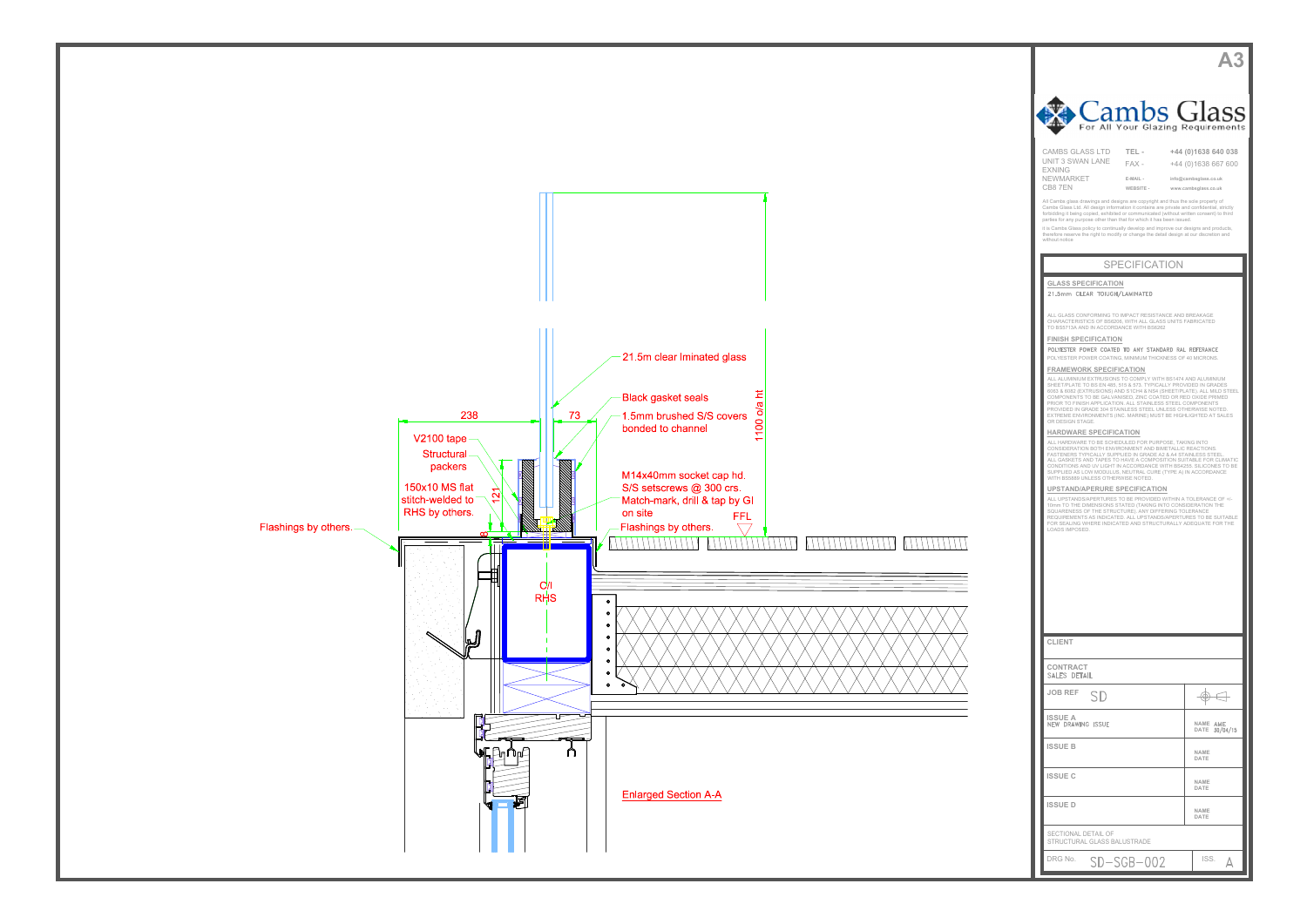A3

Cambs Glass
For All Your Glazing Requirements

CAMBS GLASS LTD
UNIT 3 SWAN LANE
EXNING
NEWMARKET
CB8 7EN

TEL - +44 (0)1638 640 038
FAX - +44 (0)1638 667 600
E-MAIL - info@cambsglass.co.uk
WEBSITE - www.cambsglass.co.uk

All Cambs glass drawings and designs are copyright and thus the sole property of Cambs Glass Ltd. All design information it contains are private and confidential, strictly forbidding it being copied, exhibited or communicated (without written consent) to third parties for any purpose other than that for which it has been issued.

It is Cambs Glass policy to continually develop and improve our designs and products, therefore reserve the right to modify or change the detail design at our discretion and without notice.

## SPECIFICATION

**GLASS SPECIFICATION**

21.5mm CLEAR TOUGH/LAMINATED

ALL GLASS CONFORMING TO IMPACT RESISTANCE AND BREAKAGE CHARACTERISTICS OF BS6206, WITH ALL GLASS UNITS FABRICATED TO BS5713A AND IN ACCORDANCE WITH BS6262

**FINISH SPECIFICATION**

POLYESTER POWER COATED TO ANY STANDARD RAL REFERANCE

POLYESTER POWER COATING, MINIMUM THICKNESS OF 40 MICRONS.

**FRAMEWORK SPECIFICATION**

ALL ALUMINIUM EXTRUSIONS TO COMPLY WITH BS1474 AND ALUMINIUM SHEET/PLATE TO BS EN 485, 515 & 573. TYPICALLY PROVIDED IN GRADES 6063 & 6082 (EXTRUSIONS) AND S1CH4 & NS4 (SHEET/PLATE). ALL MILD STEEL COMPONENTS TO BE GALVANISED, ZINC COATED OR RED OXIDE PRIMED PRIOR TO FINISH APPLICATION. ALL STAINLESS STEEL COMPONENTS PROVIDED IN GRADE 304 STAINLESS STEEL UNLESS OTHERWISE NOTED. EXTREME ENVIRONMENTS (INC. MARINE) MUST BE HIGHLIGHTED AT SALES OR DESIGN STAGE.

**HARDWARE SPECIFICATION**

ALL HARDWARE TO BE SCHEDULED FOR PURPOSE, TAKING INTO CONSIDERATION BOTH ENVIRONMENT AND BIMETALLIC REACTIONS. FASTENERS TYPICALLY SUPPLIED IN GRADE A2 & A4 STAINLESS STEEL. ALL GASKETS AND TAPES TO HAVE A COMPOSITION SUITABLE FOR CLIMATIC CONDITIONS AND UV LIGHT IN ACCORDANCE WITH BS4255. SILICONES TO BE SUPPLIED AS LOW MODULUS, NEUTRAL CURE (TYPE A) IN ACCORDANCE WITH BS5889 UNLESS OTHERWISE NOTED.

**UPSTAND/APERURE SPECIFICATION**

ALL UPSTANDS/APERTURES TO BE PROVIDED WITHIN A TOLERANCE OF +/- 10mm TO THE DIMENSIONS STATED (TAKING INTO CONSIDERATION THE SQUARENESS OF THE STRUCTURE). ANY DIFFERING TOLERANCE REQUIREMENTS AS INDICATED. ALL UPSTANDS/APERTURES TO BE SUITABLE FOR SEALING WHERE INDICATED AND STRUCTURALLY ADEQUATE FOR THE LOADS IMPOSED.

| | |
|---|---|
| CLIENT | |
| CONTRACT<br>SALES DETAIL | |
| JOB REF SD | |
| ISSUE A<br>NEW DRAWING ISSUE | NAME AME<br>DATE 30/04/15 |
| ISSUE B | NAME<br>DATE |
| ISSUE C | NAME<br>DATE |
| ISSUE D | NAME<br>DATE |
| SECTIONAL DETAIL OF<br>STRUCTURAL GLASS BALUSTRADE | |
| DRG No. SD-SGB-002 | ISS. A |

21.5m clear lminated glass

Black gasket seals

1.5mm brushed S/S covers bonded to channel

238

73

1100 o/a ht

V2100 tape

Structural packers

150x10 MS flat stitch-welded to RHS by others.

121

8

M14x40mm socket cap hd. S/S setscrews @ 300 crs. Match-mark, drill & tap by GI on site

FFL

Flashings by others.

Flashings by others.

C/l RHS

Enlarged Section A-A